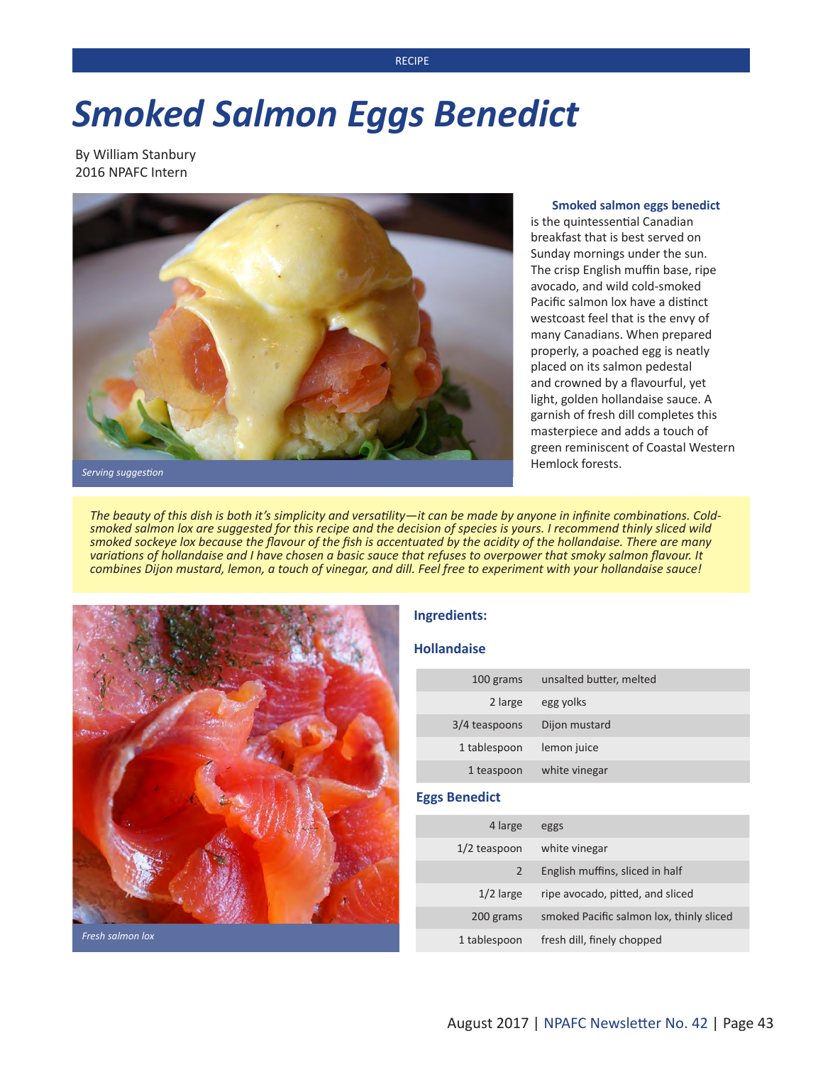RECIPE

# *Smoked Salmon Eggs Benedict*

By William Stanbury
2016 NPAFC Intern

*Serving suggestion*

**Smoked salmon eggs benedict** is the quintessential Canadian breakfast that is best served on Sunday mornings under the sun. The crisp English muffin base, ripe avocado, and wild cold-smoked Pacific salmon lox have a distinct westcoast feel that is the envy of many Canadians. When prepared properly, a poached egg is neatly placed on its salmon pedestal and crowned by a flavourful, yet light, golden hollandaise sauce. A garnish of fresh dill completes this masterpiece and adds a touch of green reminiscent of Coastal Western Hemlock forests.

*The beauty of this dish is both it's simplicity and versatility—it can be made by anyone in infinite combinations. Cold-smoked salmon lox are suggested for this recipe and the decision of species is yours. I recommend thinly sliced wild smoked sockeye lox because the flavour of the fish is accentuated by the acidity of the hollandaise. There are many variations of hollandaise and I have chosen a basic sauce that refuses to overpower that smoky salmon flavour. It combines Dijon mustard, lemon, a touch of vinegar, and dill. Feel free to experiment with your hollandaise sauce!*

*Fresh salmon lox*

## Ingredients:

### Hollandaise

| | |
|---|---|
| 100 grams | unsalted butter, melted |
| 2 large | egg yolks |
| 3/4 teaspoons | Dijon mustard |
| 1 tablespoon | lemon juice |
| 1 teaspoon | white vinegar |

### Eggs Benedict

| | |
|---|---|
| 4 large | eggs |
| 1/2 teaspoon | white vinegar |
| 2 | English muffins, sliced in half |
| 1/2 large | ripe avocado, pitted, and sliced |
| 200 grams | smoked Pacific salmon lox, thinly sliced |
| 1 tablespoon | fresh dill, finely chopped |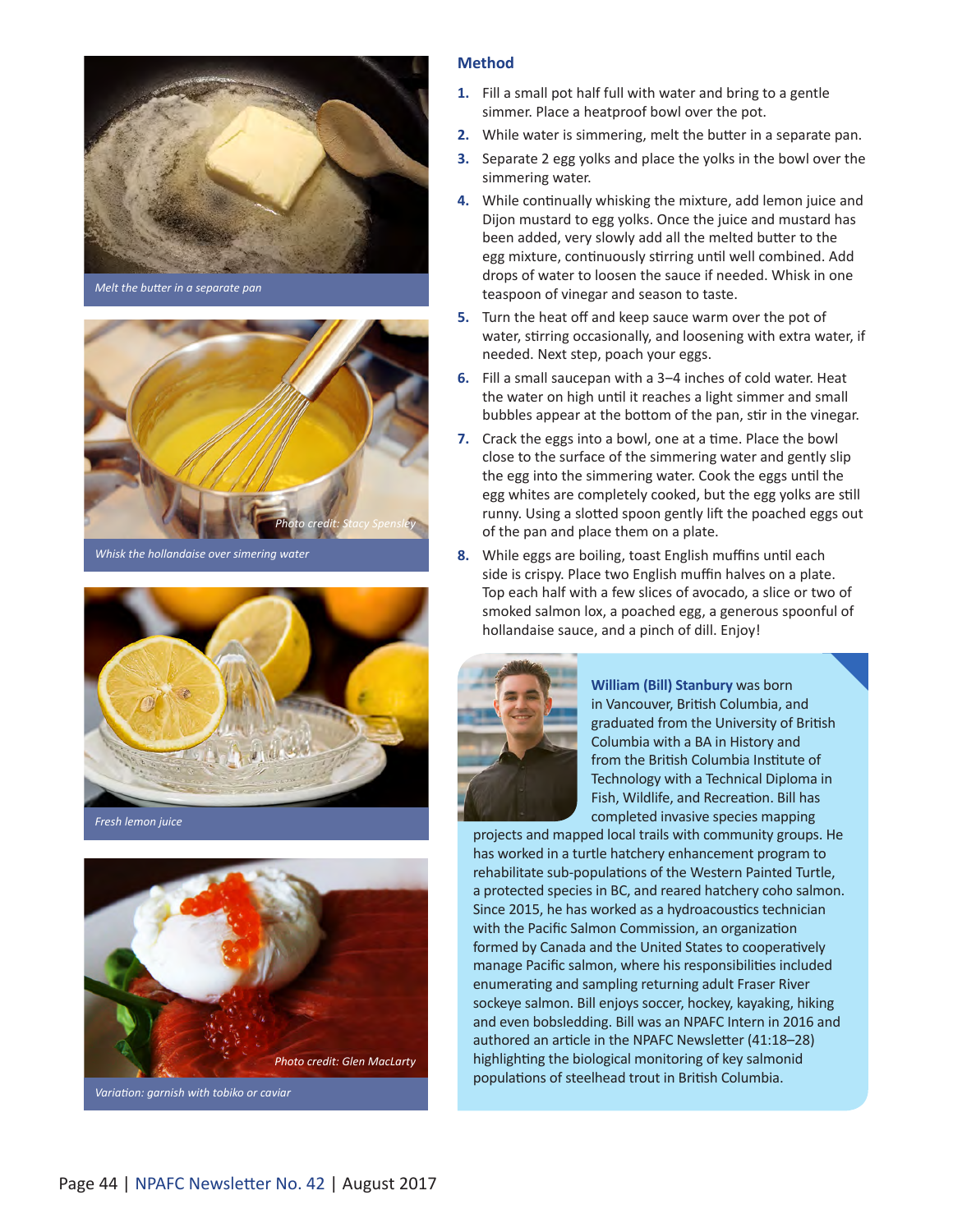Melt the butter in a separate pan

Photo credit: Stacy Spensley

Whisk the hollandaise over simering water

Fresh lemon juice

Photo credit: Glen MacLarty

Variation: garnish with tobiko or caviar

### Method

1. Fill a small pot half full with water and bring to a gentle simmer. Place a heatproof bowl over the pot.
2. While water is simmering, melt the butter in a separate pan.
3. Separate 2 egg yolks and place the yolks in the bowl over the simmering water.
4. While continually whisking the mixture, add lemon juice and Dijon mustard to egg yolks. Once the juice and mustard has been added, very slowly add all the melted butter to the egg mixture, continuously stirring until well combined. Add drops of water to loosen the sauce if needed. Whisk in one teaspoon of vinegar and season to taste.
5. Turn the heat off and keep sauce warm over the pot of water, stirring occasionally, and loosening with extra water, if needed. Next step, poach your eggs.
6. Fill a small saucepan with a 3–4 inches of cold water. Heat the water on high until it reaches a light simmer and small bubbles appear at the bottom of the pan, stir in the vinegar.
7. Crack the eggs into a bowl, one at a time. Place the bowl close to the surface of the simmering water and gently slip the egg into the simmering water. Cook the eggs until the egg whites are completely cooked, but the egg yolks are still runny. Using a slotted spoon gently lift the poached eggs out of the pan and place them on a plate.
8. While eggs are boiling, toast English muffins until each side is crispy. Place two English muffin halves on a plate. Top each half with a few slices of avocado, a slice or two of smoked salmon lox, a poached egg, a generous spoonful of hollandaise sauce, and a pinch of dill. Enjoy!

**William (Bill) Stanbury** was born in Vancouver, British Columbia, and graduated from the University of British Columbia with a BA in History and from the British Columbia Institute of Technology with a Technical Diploma in Fish, Wildlife, and Recreation. Bill has completed invasive species mapping projects and mapped local trails with community groups. He has worked in a turtle hatchery enhancement program to rehabilitate sub-populations of the Western Painted Turtle, a protected species in BC, and reared hatchery coho salmon. Since 2015, he has worked as a hydroacoustics technician with the Pacific Salmon Commission, an organization formed by Canada and the United States to cooperatively manage Pacific salmon, where his responsibilities included enumerating and sampling returning adult Fraser River sockeye salmon. Bill enjoys soccer, hockey, kayaking, hiking and even bobsledding. Bill was an NPAFC Intern in 2016 and authored an article in the NPAFC Newsletter (41:18–28) highlighting the biological monitoring of key salmonid populations of steelhead trout in British Columbia.